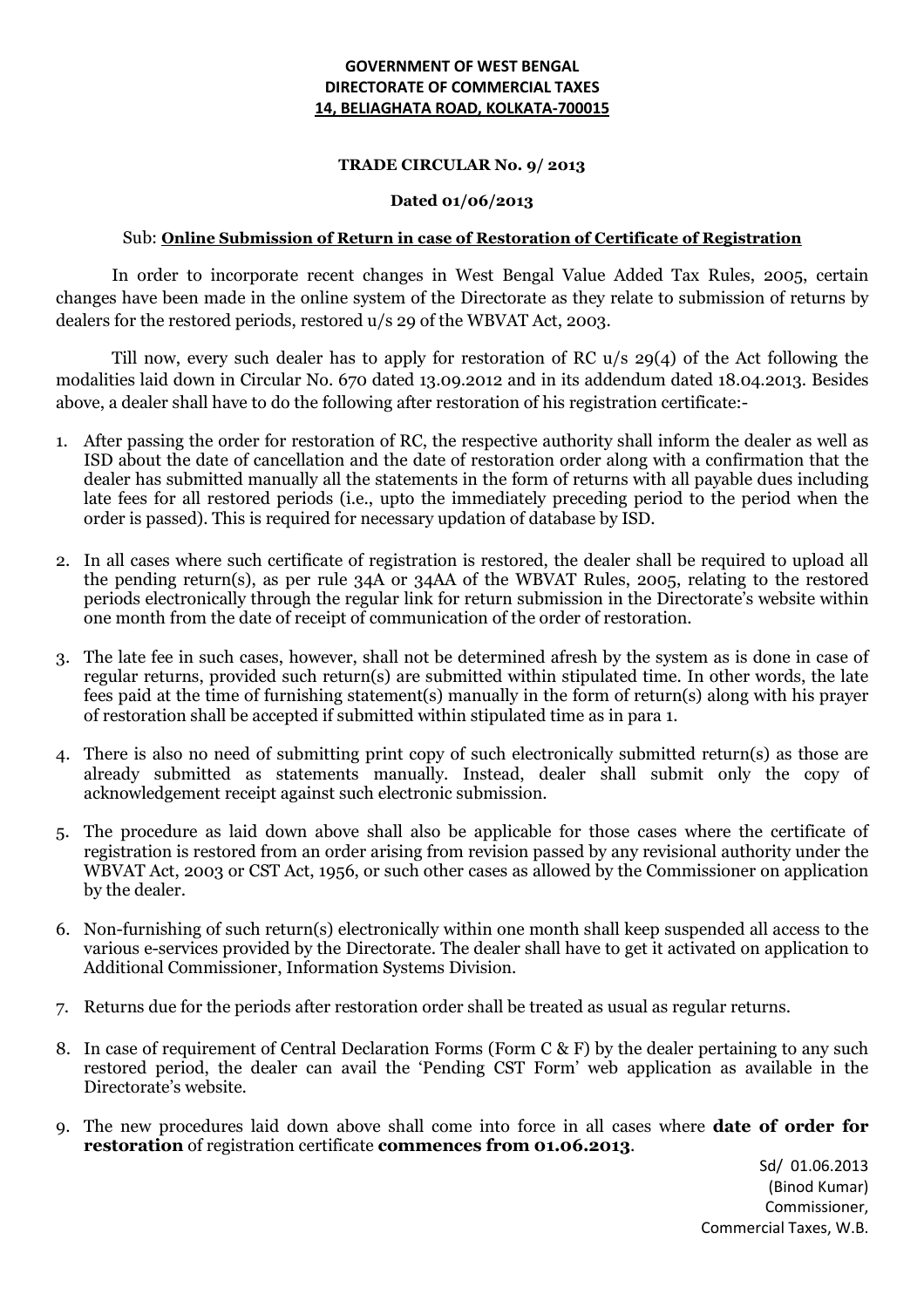**GOVERNMENT OF WEST BENGAL**
**DIRECTORATE OF COMMERCIAL TAXES**
**14, BELIAGHATA ROAD, KOLKATA-700015**

**TRADE CIRCULAR No. 9/ 2013**

**Dated 01/06/2013**

Sub: **Online Submission of Return in case of Restoration of Certificate of Registration**

In order to incorporate recent changes in West Bengal Value Added Tax Rules, 2005, certain changes have been made in the online system of the Directorate as they relate to submission of returns by dealers for the restored periods, restored u/s 29 of the WBVAT Act, 2003.

Till now, every such dealer has to apply for restoration of RC u/s 29(4) of the Act following the modalities laid down in Circular No. 670 dated 13.09.2012 and in its addendum dated 18.04.2013. Besides above, a dealer shall have to do the following after restoration of his registration certificate:-

1. After passing the order for restoration of RC, the respective authority shall inform the dealer as well as ISD about the date of cancellation and the date of restoration order along with a confirmation that the dealer has submitted manually all the statements in the form of returns with all payable dues including late fees for all restored periods (i.e., upto the immediately preceding period to the period when the order is passed). This is required for necessary updation of database by ISD.

2. In all cases where such certificate of registration is restored, the dealer shall be required to upload all the pending return(s), as per rule 34A or 34AA of the WBVAT Rules, 2005, relating to the restored periods electronically through the regular link for return submission in the Directorate's website within one month from the date of receipt of communication of the order of restoration.

3. The late fee in such cases, however, shall not be determined afresh by the system as is done in case of regular returns, provided such return(s) are submitted within stipulated time. In other words, the late fees paid at the time of furnishing statement(s) manually in the form of return(s) along with his prayer of restoration shall be accepted if submitted within stipulated time as in para 1.

4. There is also no need of submitting print copy of such electronically submitted return(s) as those are already submitted as statements manually. Instead, dealer shall submit only the copy of acknowledgement receipt against such electronic submission.

5. The procedure as laid down above shall also be applicable for those cases where the certificate of registration is restored from an order arising from revision passed by any revisional authority under the WBVAT Act, 2003 or CST Act, 1956, or such other cases as allowed by the Commissioner on application by the dealer.

6. Non-furnishing of such return(s) electronically within one month shall keep suspended all access to the various e-services provided by the Directorate. The dealer shall have to get it activated on application to Additional Commissioner, Information Systems Division.

7. Returns due for the periods after restoration order shall be treated as usual as regular returns.

8. In case of requirement of Central Declaration Forms (Form C & F) by the dealer pertaining to any such restored period, the dealer can avail the 'Pending CST Form' web application as available in the Directorate's website.

9. The new procedures laid down above shall come into force in all cases where **date of order for restoration** of registration certificate **commences from 01.06.2013**.

Sd/ 01.06.2013
(Binod Kumar)
Commissioner,
Commercial Taxes, W.B.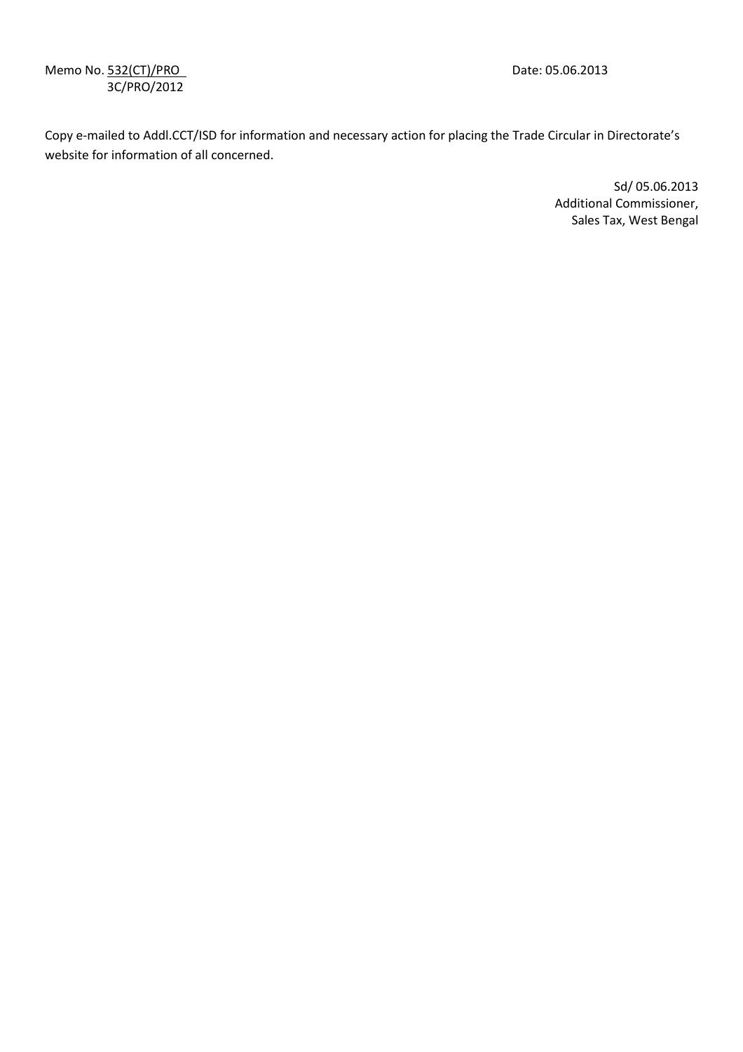Memo No. 532(CT)/PRO
3C/PRO/2012

Date: 05.06.2013

Copy e-mailed to Addl.CCT/ISD for information and necessary action for placing the Trade Circular in Directorate's website for information of all concerned.

Sd/ 05.06.2013
Additional Commissioner,
Sales Tax, West Bengal